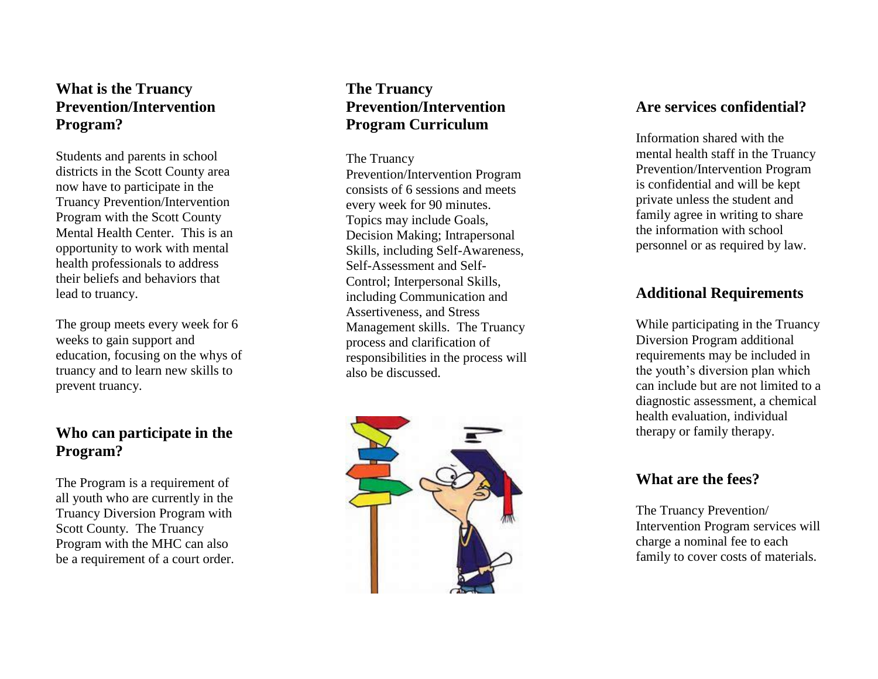## What is the Truancy Prevention/Intervention Program?

Students and parents in school districts in the Scott County area now have to participate in the Truancy Prevention/Intervention Program with the Scott County Mental Health Center. This is an opportunity to work with mental health professionals to address their beliefs and behaviors that lead to truancy.

The group meets every week for 6 weeks to gain support and education, focusing on the whys of truancy and to learn new skills to prevent truancy.

## Who can participate in the Program?

The Program is a requirement of all youth who are currently in the Truancy Diversion Program with Scott County. The Truancy Program with the MHC can also be a requirement of a court order.

## The Truancy Prevention/Intervention Program Curriculum

The Truancy Prevention/Intervention Program consists of 6 sessions and meets every week for 90 minutes. Topics may include Goals, Decision Making; Intrapersonal Skills, including Self-Awareness, Self-Assessment and Self-Control; Interpersonal Skills, including Communication and Assertiveness, and Stress Management skills. The Truancy process and clarification of responsibilities in the process will also be discussed.

## Are services confidential?

Information shared with the mental health staff in the Truancy Prevention/Intervention Program is confidential and will be kept private unless the student and family agree in writing to share the information with school personnel or as required by law.

## Additional Requirements

While participating in the Truancy Diversion Program additional requirements may be included in the youth's diversion plan which can include but are not limited to a diagnostic assessment, a chemical health evaluation, individual therapy or family therapy.

## What are the fees?

The Truancy Prevention/ Intervention Program services will charge a nominal fee to each family to cover costs of materials.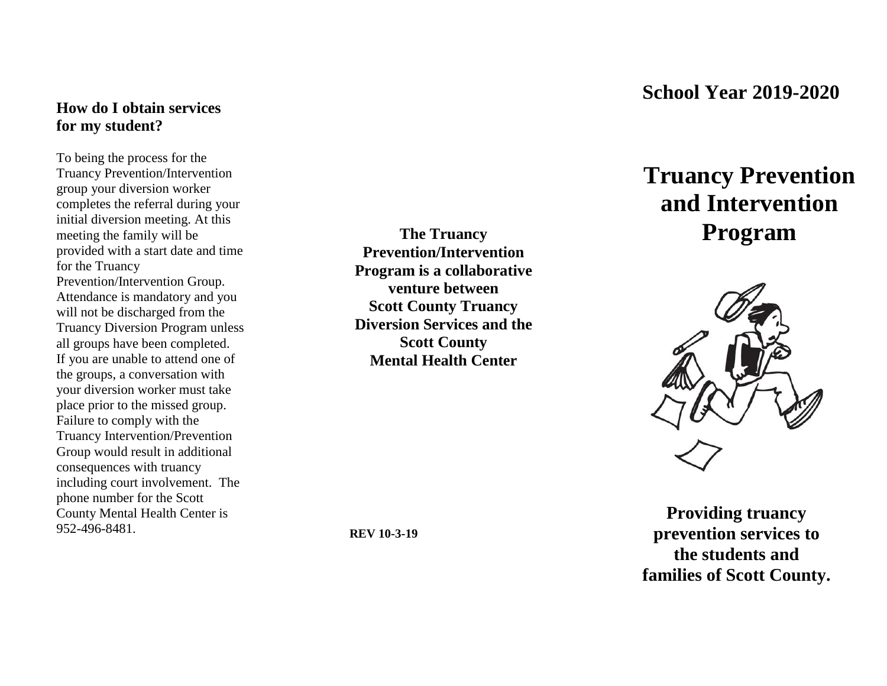### How do I obtain services for my student?

To being the process for the Truancy Prevention/Intervention group your diversion worker completes the referral during your initial diversion meeting. At this meeting the family will be provided with a start date and time for the Truancy Prevention/Intervention Group. Attendance is mandatory and you will not be discharged from the Truancy Diversion Program unless all groups have been completed. If you are unable to attend one of the groups, a conversation with your diversion worker must take place prior to the missed group. Failure to comply with the Truancy Intervention/Prevention Group would result in additional consequences with truancy including court involvement. The phone number for the Scott County Mental Health Center is 952-496-8481.

**The Truancy Prevention/Intervention Program is a collaborative venture between Scott County Truancy Diversion Services and the Scott County Mental Health Center**

**REV 10-3-19**

## School Year 2019-2020

# Truancy Prevention and Intervention Program

**Providing truancy prevention services to the students and families of Scott County.**